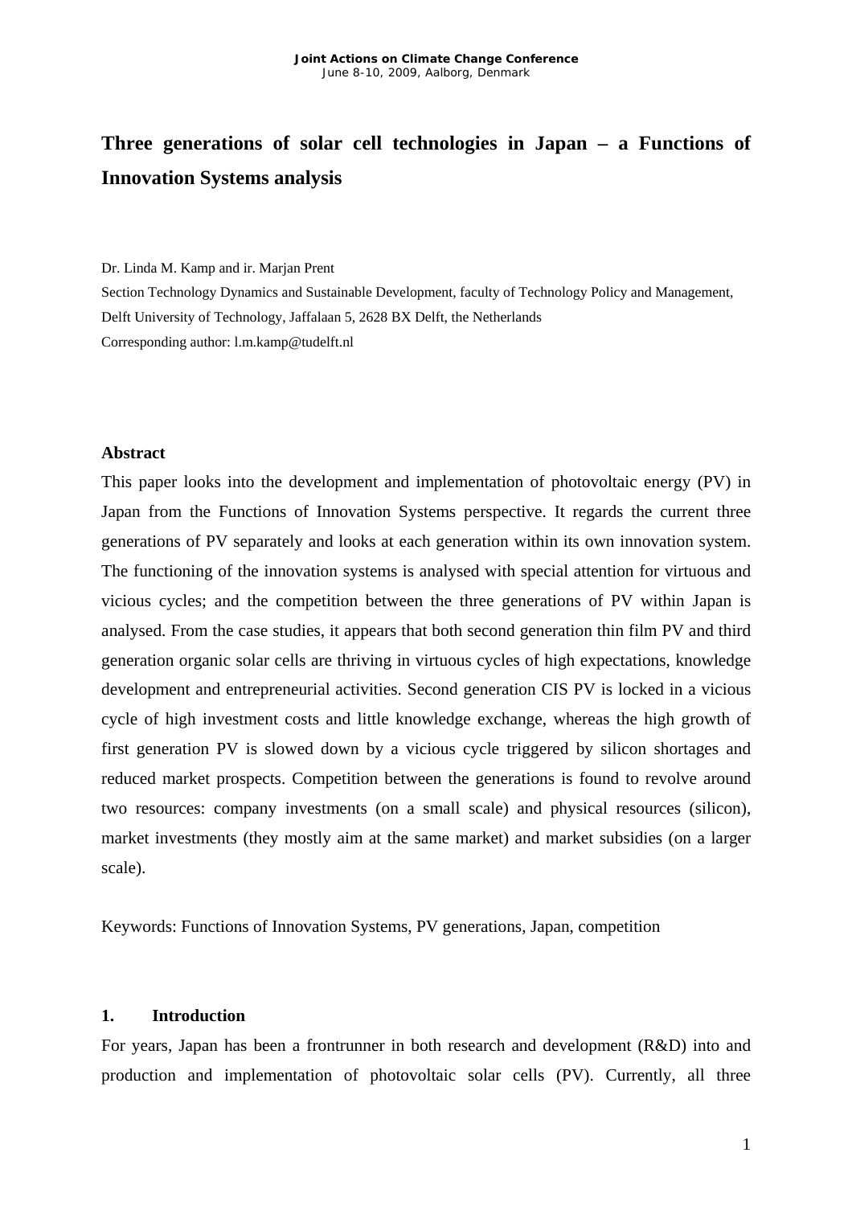# Three generations of solar cell technologies in Japan – a Functions of Innovation Systems analysis

Dr. Linda M. Kamp and ir. Marjan Prent

Section Technology Dynamics and Sustainable Development, faculty of Technology Policy and Management, Delft University of Technology, Jaffalaan 5, 2628 BX Delft, the Netherlands

Corresponding author: l.m.kamp@tudelft.nl

## Abstract

This paper looks into the development and implementation of photovoltaic energy (PV) in Japan from the Functions of Innovation Systems perspective. It regards the current three generations of PV separately and looks at each generation within its own innovation system. The functioning of the innovation systems is analysed with special attention for virtuous and vicious cycles; and the competition between the three generations of PV within Japan is analysed. From the case studies, it appears that both second generation thin film PV and third generation organic solar cells are thriving in virtuous cycles of high expectations, knowledge development and entrepreneurial activities. Second generation CIS PV is locked in a vicious cycle of high investment costs and little knowledge exchange, whereas the high growth of first generation PV is slowed down by a vicious cycle triggered by silicon shortages and reduced market prospects. Competition between the generations is found to revolve around two resources: company investments (on a small scale) and physical resources (silicon), market investments (they mostly aim at the same market) and market subsidies (on a larger scale).

Keywords: Functions of Innovation Systems, PV generations, Japan, competition

## 1. Introduction

For years, Japan has been a frontrunner in both research and development (R&D) into and production and implementation of photovoltaic solar cells (PV). Currently, all three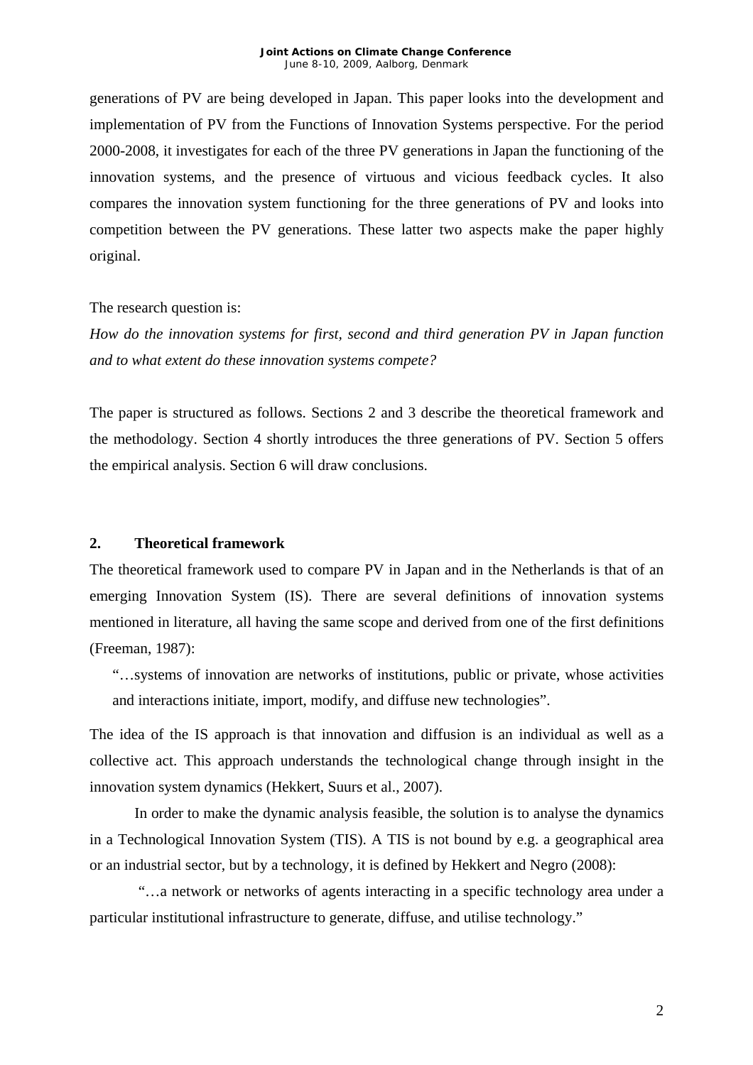generations of PV are being developed in Japan. This paper looks into the development and implementation of PV from the Functions of Innovation Systems perspective. For the period 2000-2008, it investigates for each of the three PV generations in Japan the functioning of the innovation systems, and the presence of virtuous and vicious feedback cycles. It also compares the innovation system functioning for the three generations of PV and looks into competition between the PV generations. These latter two aspects make the paper highly original.

The research question is:

*How do the innovation systems for first, second and third generation PV in Japan function and to what extent do these innovation systems compete?*

The paper is structured as follows. Sections 2 and 3 describe the theoretical framework and the methodology. Section 4 shortly introduces the three generations of PV. Section 5 offers the empirical analysis. Section 6 will draw conclusions.

## 2. Theoretical framework

The theoretical framework used to compare PV in Japan and in the Netherlands is that of an emerging Innovation System (IS). There are several definitions of innovation systems mentioned in literature, all having the same scope and derived from one of the first definitions (Freeman, 1987):

> "…systems of innovation are networks of institutions, public or private, whose activities and interactions initiate, import, modify, and diffuse new technologies".

The idea of the IS approach is that innovation and diffusion is an individual as well as a collective act. This approach understands the technological change through insight in the innovation system dynamics (Hekkert, Suurs et al., 2007).

In order to make the dynamic analysis feasible, the solution is to analyse the dynamics in a Technological Innovation System (TIS). A TIS is not bound by e.g. a geographical area or an industrial sector, but by a technology, it is defined by Hekkert and Negro (2008):

"…a network or networks of agents interacting in a specific technology area under a particular institutional infrastructure to generate, diffuse, and utilise technology."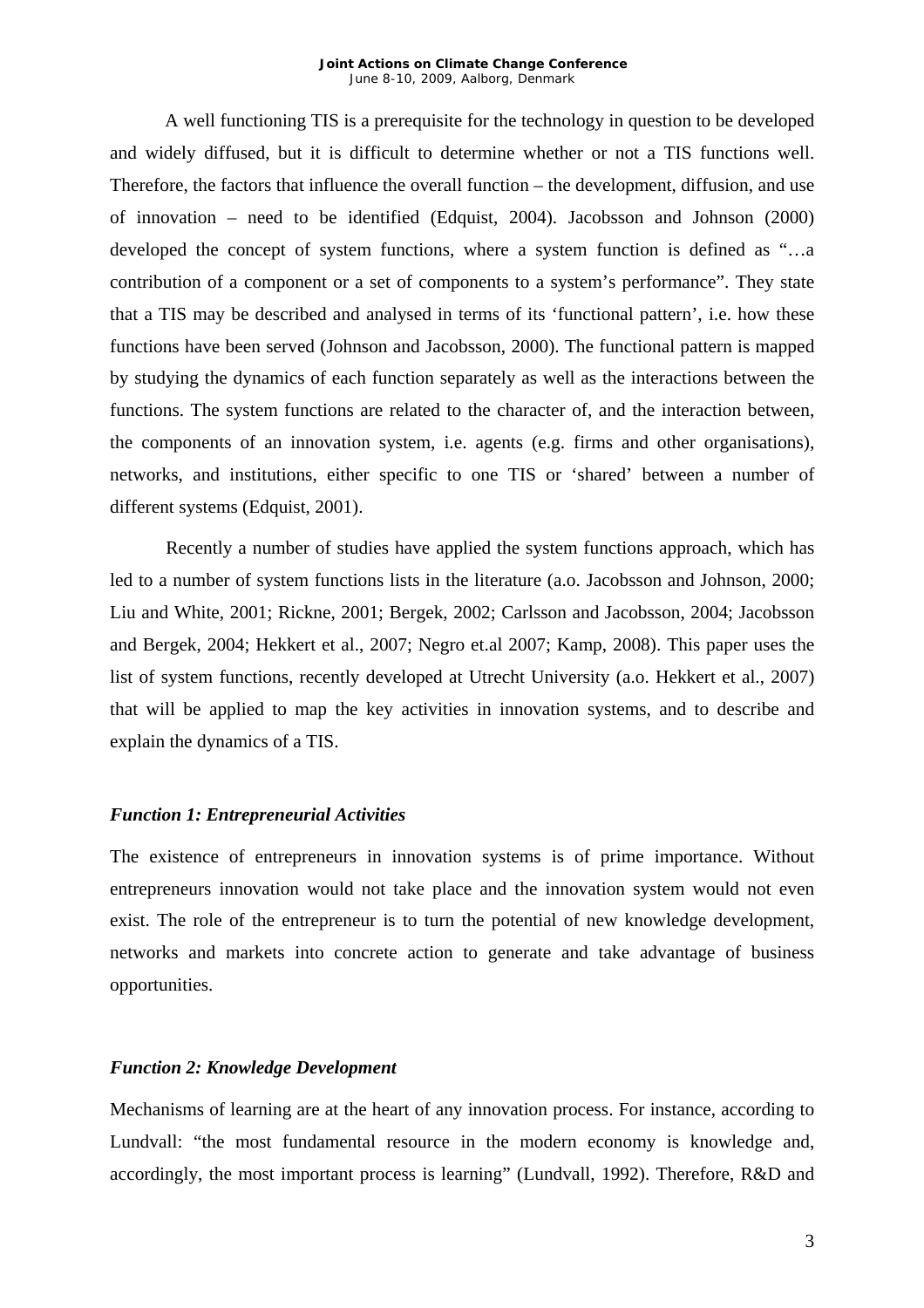A well functioning TIS is a prerequisite for the technology in question to be developed and widely diffused, but it is difficult to determine whether or not a TIS functions well. Therefore, the factors that influence the overall function – the development, diffusion, and use of innovation – need to be identified (Edquist, 2004). Jacobsson and Johnson (2000) developed the concept of system functions, where a system function is defined as "…a contribution of a component or a set of components to a system's performance". They state that a TIS may be described and analysed in terms of its 'functional pattern', i.e. how these functions have been served (Johnson and Jacobsson, 2000). The functional pattern is mapped by studying the dynamics of each function separately as well as the interactions between the functions. The system functions are related to the character of, and the interaction between, the components of an innovation system, i.e. agents (e.g. firms and other organisations), networks, and institutions, either specific to one TIS or 'shared' between a number of different systems (Edquist, 2001).

Recently a number of studies have applied the system functions approach, which has led to a number of system functions lists in the literature (a.o. Jacobsson and Johnson, 2000; Liu and White, 2001; Rickne, 2001; Bergek, 2002; Carlsson and Jacobsson, 2004; Jacobsson and Bergek, 2004; Hekkert et al., 2007; Negro et.al 2007; Kamp, 2008). This paper uses the list of system functions, recently developed at Utrecht University (a.o. Hekkert et al., 2007) that will be applied to map the key activities in innovation systems, and to describe and explain the dynamics of a TIS.

### *Function 1: Entrepreneurial Activities*

The existence of entrepreneurs in innovation systems is of prime importance. Without entrepreneurs innovation would not take place and the innovation system would not even exist. The role of the entrepreneur is to turn the potential of new knowledge development, networks and markets into concrete action to generate and take advantage of business opportunities.

### *Function 2: Knowledge Development*

Mechanisms of learning are at the heart of any innovation process. For instance, according to Lundvall: "the most fundamental resource in the modern economy is knowledge and, accordingly, the most important process is learning" (Lundvall, 1992). Therefore, R&D and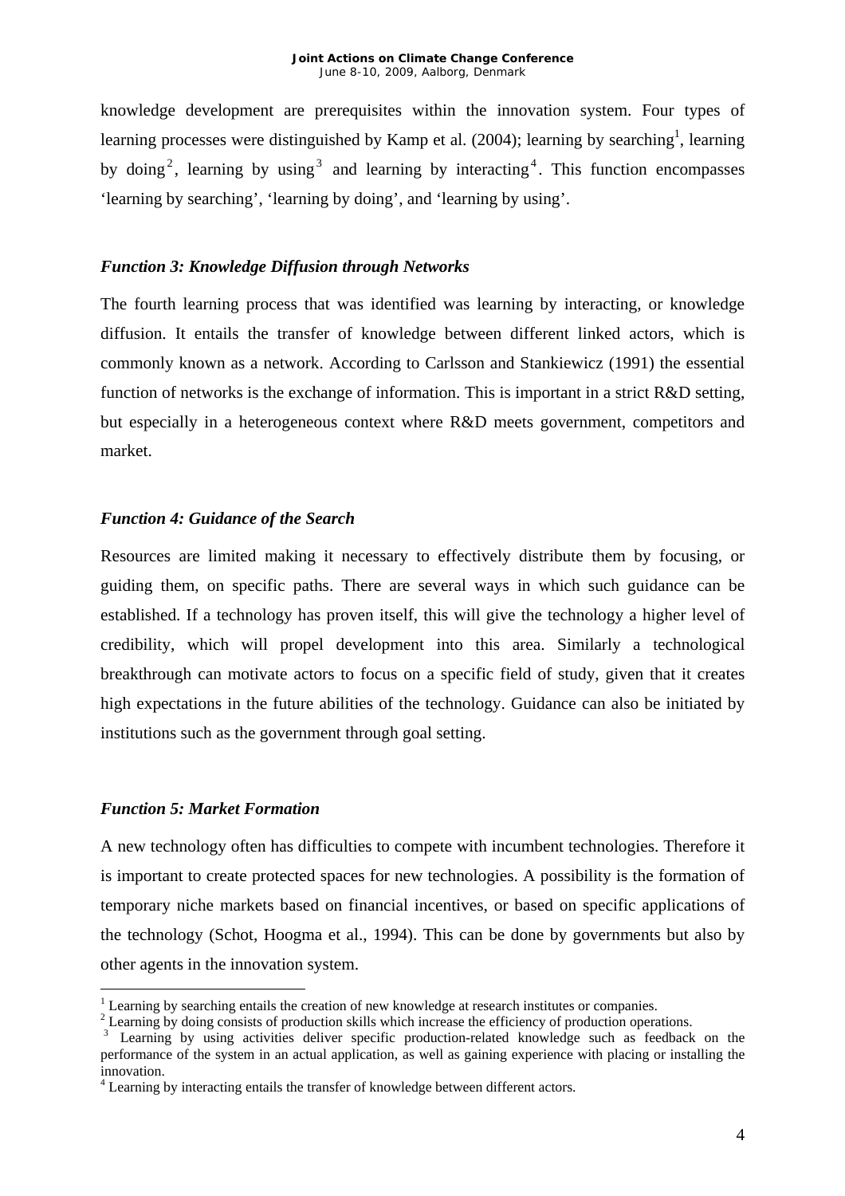knowledge development are prerequisites within the innovation system. Four types of learning processes were distinguished by Kamp et al. (2004); learning by searching[1], learning by doing[2], learning by using[3] and learning by interacting[4]. This function encompasses 'learning by searching', 'learning by doing', and 'learning by using'.

### *Function 3: Knowledge Diffusion through Networks*

The fourth learning process that was identified was learning by interacting, or knowledge diffusion. It entails the transfer of knowledge between different linked actors, which is commonly known as a network. According to Carlsson and Stankiewicz (1991) the essential function of networks is the exchange of information. This is important in a strict R&D setting, but especially in a heterogeneous context where R&D meets government, competitors and market.

### *Function 4: Guidance of the Search*

Resources are limited making it necessary to effectively distribute them by focusing, or guiding them, on specific paths. There are several ways in which such guidance can be established. If a technology has proven itself, this will give the technology a higher level of credibility, which will propel development into this area. Similarly a technological breakthrough can motivate actors to focus on a specific field of study, given that it creates high expectations in the future abilities of the technology. Guidance can also be initiated by institutions such as the government through goal setting.

### *Function 5: Market Formation*

A new technology often has difficulties to compete with incumbent technologies. Therefore it is important to create protected spaces for new technologies. A possibility is the formation of temporary niche markets based on financial incentives, or based on specific applications of the technology (Schot, Hoogma et al., 1994). This can be done by governments but also by other agents in the innovation system.

---

[1] Learning by searching entails the creation of new knowledge at research institutes or companies.

[2] Learning by doing consists of production skills which increase the efficiency of production operations.

[3] Learning by using activities deliver specific production-related knowledge such as feedback on the performance of the system in an actual application, as well as gaining experience with placing or installing the innovation.

[4] Learning by interacting entails the transfer of knowledge between different actors.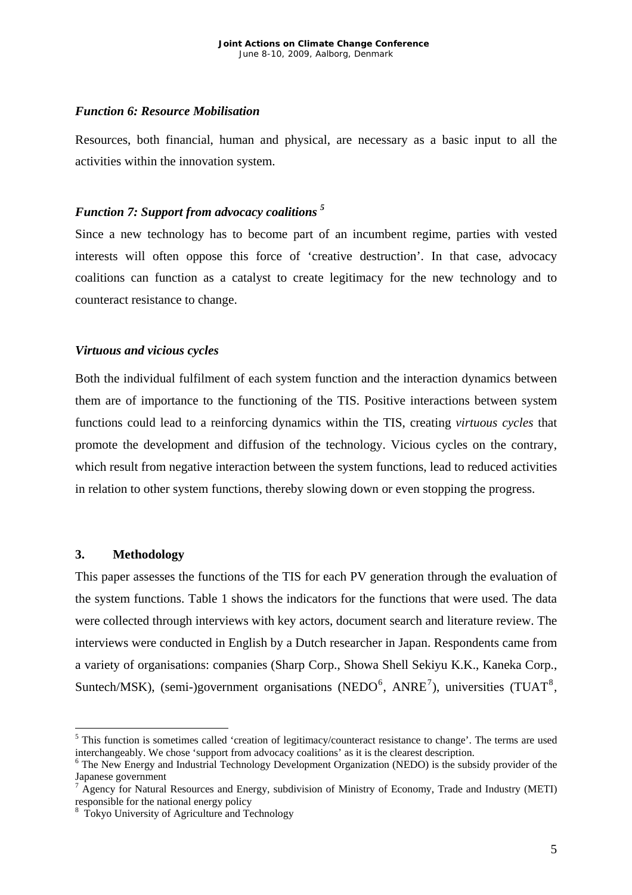### *Function 6: Resource Mobilisation*

Resources, both financial, human and physical, are necessary as a basic input to all the activities within the innovation system.

### *Function 7: Support from advocacy coalitions* [5]

Since a new technology has to become part of an incumbent regime, parties with vested interests will often oppose this force of 'creative destruction'. In that case, advocacy coalitions can function as a catalyst to create legitimacy for the new technology and to counteract resistance to change.

### *Virtuous and vicious cycles*

Both the individual fulfilment of each system function and the interaction dynamics between them are of importance to the functioning of the TIS. Positive interactions between system functions could lead to a reinforcing dynamics within the TIS, creating *virtuous cycles* that promote the development and diffusion of the technology. Vicious cycles on the contrary, which result from negative interaction between the system functions, lead to reduced activities in relation to other system functions, thereby slowing down or even stopping the progress.

## 3. Methodology

This paper assesses the functions of the TIS for each PV generation through the evaluation of the system functions. Table 1 shows the indicators for the functions that were used. The data were collected through interviews with key actors, document search and literature review. The interviews were conducted in English by a Dutch researcher in Japan. Respondents came from a variety of organisations: companies (Sharp Corp., Showa Shell Sekiyu K.K., Kaneka Corp., Suntech/MSK), (semi-)government organisations (NEDO[6], ANRE[7]), universities (TUAT[8],

---

[5] This function is sometimes called 'creation of legitimacy/counteract resistance to change'. The terms are used interchangeably. We chose 'support from advocacy coalitions' as it is the clearest description.

[6] The New Energy and Industrial Technology Development Organization (NEDO) is the subsidy provider of the Japanese government

[7] Agency for Natural Resources and Energy, subdivision of Ministry of Economy, Trade and Industry (METI) responsible for the national energy policy

[8] Tokyo University of Agriculture and Technology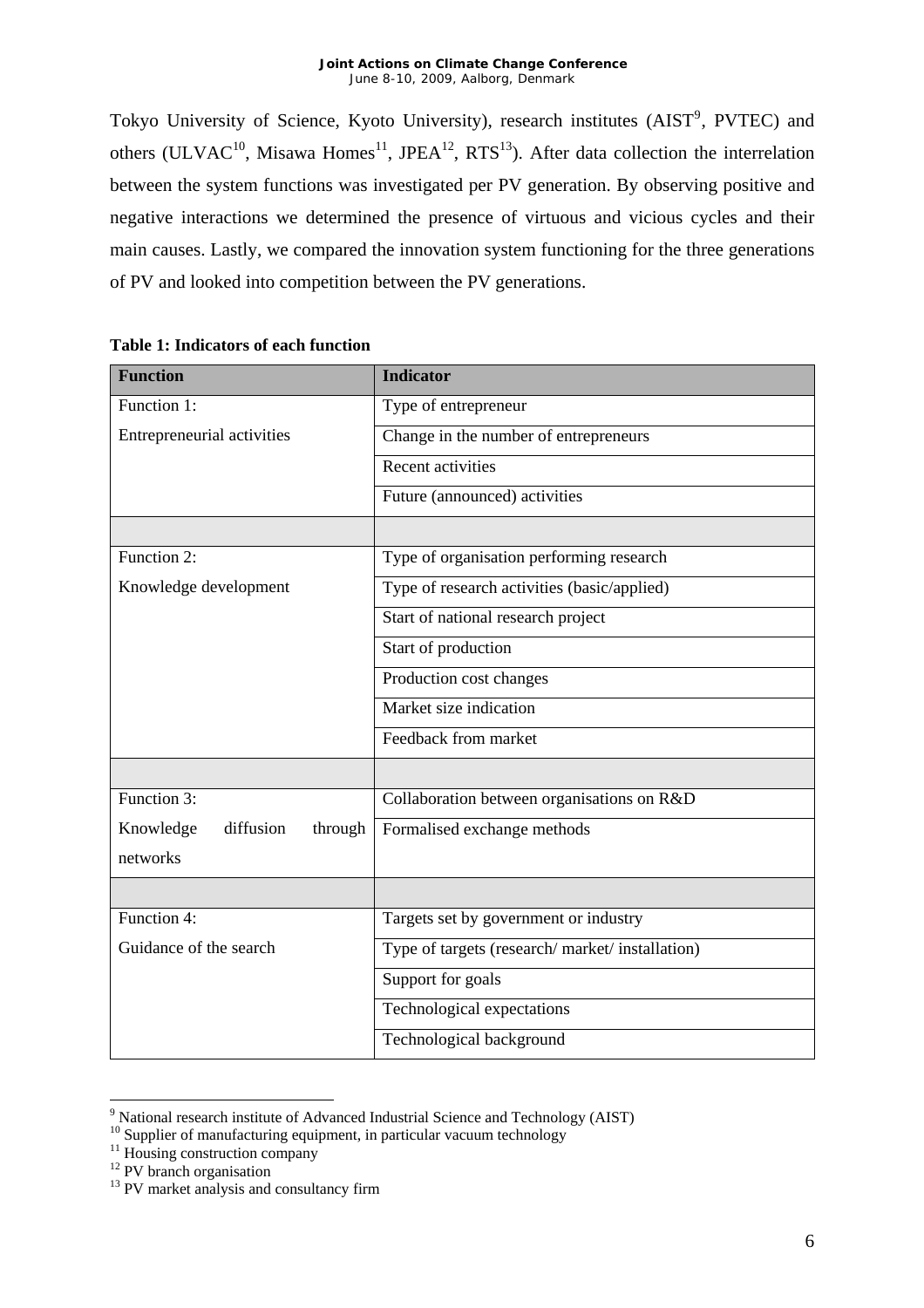Tokyo University of Science, Kyoto University), research institutes (AIST[9], PVTEC) and others (ULVAC[10], Misawa Homes[11], JPEA[12], RTS[13]). After data collection the interrelation between the system functions was investigated per PV generation. By observing positive and negative interactions we determined the presence of virtuous and vicious cycles and their main causes. Lastly, we compared the innovation system functioning for the three generations of PV and looked into competition between the PV generations.

**Table 1: Indicators of each function**

| Function | Indicator |
|---|---|
| Function 1: Entrepreneurial activities | Type of entrepreneur |
| | Change in the number of entrepreneurs |
| | Recent activities |
| | Future (announced) activities |
| | |
| Function 2: Knowledge development | Type of organisation performing research |
| | Type of research activities (basic/applied) |
| | Start of national research project |
| | Start of production |
| | Production cost changes |
| | Market size indication |
| | Feedback from market |
| | |
| Function 3: Knowledge diffusion through networks | Collaboration between organisations on R&D |
| | Formalised exchange methods |
| | |
| Function 4: Guidance of the search | Targets set by government or industry |
| | Type of targets (research/ market/ installation) |
| | Support for goals |
| | Technological expectations |
| | Technological background |

[9] National research institute of Advanced Industrial Science and Technology (AIST)
[10] Supplier of manufacturing equipment, in particular vacuum technology
[11] Housing construction company
[12] PV branch organisation
[13] PV market analysis and consultancy firm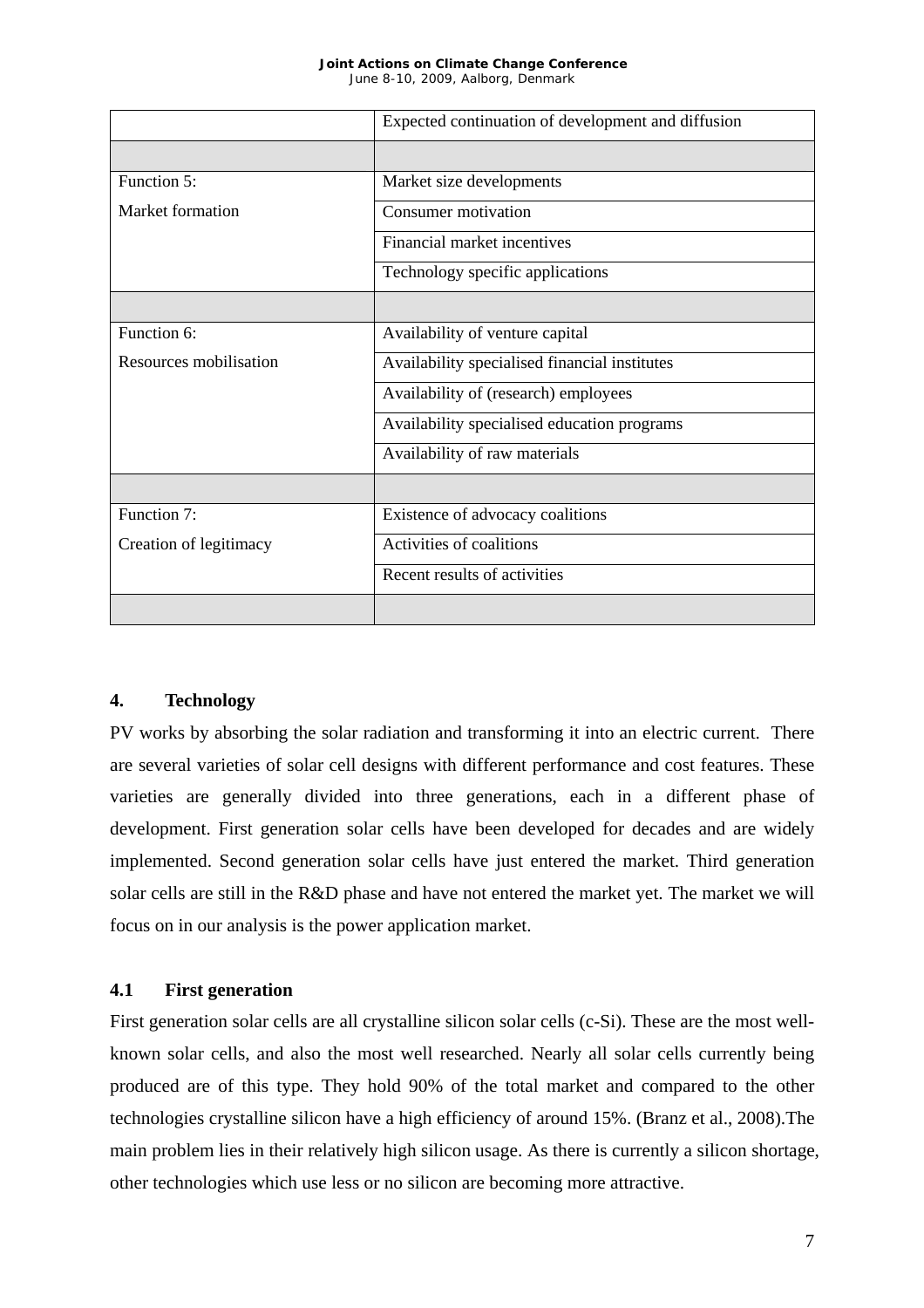| | Expected continuation of development and diffusion |
|---|---|
| | |
| Function 5: | Market size developments |
| Market formation | Consumer motivation |
| | Financial market incentives |
| | Technology specific applications |
| | |
| Function 6: | Availability of venture capital |
| Resources mobilisation | Availability specialised financial institutes |
| | Availability of (research) employees |
| | Availability specialised education programs |
| | Availability of raw materials |
| | |
| Function 7: | Existence of advocacy coalitions |
| Creation of legitimacy | Activities of coalitions |
| | Recent results of activities |
| | |

## 4. Technology

PV works by absorbing the solar radiation and transforming it into an electric current. There are several varieties of solar cell designs with different performance and cost features. These varieties are generally divided into three generations, each in a different phase of development. First generation solar cells have been developed for decades and are widely implemented. Second generation solar cells have just entered the market. Third generation solar cells are still in the R&D phase and have not entered the market yet. The market we will focus on in our analysis is the power application market.

### 4.1 First generation

First generation solar cells are all crystalline silicon solar cells (c-Si). These are the most well-known solar cells, and also the most well researched. Nearly all solar cells currently being produced are of this type. They hold 90% of the total market and compared to the other technologies crystalline silicon have a high efficiency of around 15%. (Branz et al., 2008).The main problem lies in their relatively high silicon usage. As there is currently a silicon shortage, other technologies which use less or no silicon are becoming more attractive.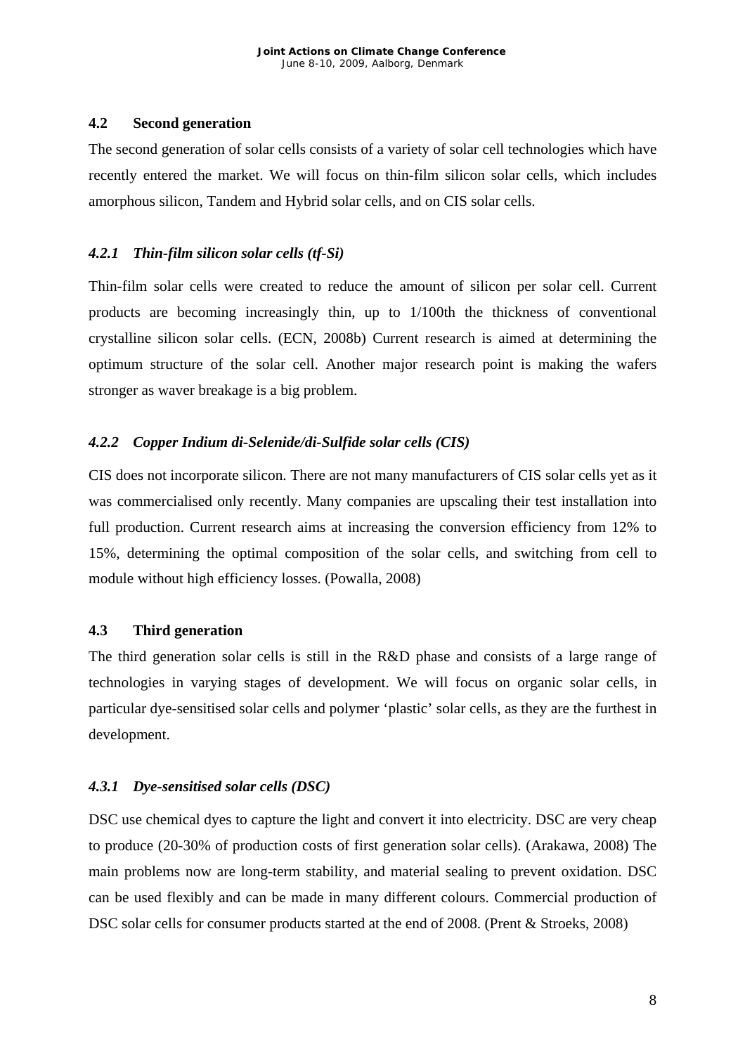## 4.2 Second generation

The second generation of solar cells consists of a variety of solar cell technologies which have recently entered the market. We will focus on thin-film silicon solar cells, which includes amorphous silicon, Tandem and Hybrid solar cells, and on CIS solar cells.

### *4.2.1 Thin-film silicon solar cells (tf-Si)*

Thin-film solar cells were created to reduce the amount of silicon per solar cell. Current products are becoming increasingly thin, up to 1/100th the thickness of conventional crystalline silicon solar cells. (ECN, 2008b) Current research is aimed at determining the optimum structure of the solar cell. Another major research point is making the wafers stronger as waver breakage is a big problem.

### *4.2.2 Copper Indium di-Selenide/di-Sulfide solar cells (CIS)*

CIS does not incorporate silicon. There are not many manufacturers of CIS solar cells yet as it was commercialised only recently. Many companies are upscaling their test installation into full production. Current research aims at increasing the conversion efficiency from 12% to 15%, determining the optimal composition of the solar cells, and switching from cell to module without high efficiency losses. (Powalla, 2008)

## 4.3 Third generation

The third generation solar cells is still in the R&D phase and consists of a large range of technologies in varying stages of development. We will focus on organic solar cells, in particular dye-sensitised solar cells and polymer 'plastic' solar cells, as they are the furthest in development.

### *4.3.1 Dye-sensitised solar cells (DSC)*

DSC use chemical dyes to capture the light and convert it into electricity. DSC are very cheap to produce (20-30% of production costs of first generation solar cells). (Arakawa, 2008) The main problems now are long-term stability, and material sealing to prevent oxidation. DSC can be used flexibly and can be made in many different colours. Commercial production of DSC solar cells for consumer products started at the end of 2008. (Prent & Stroeks, 2008)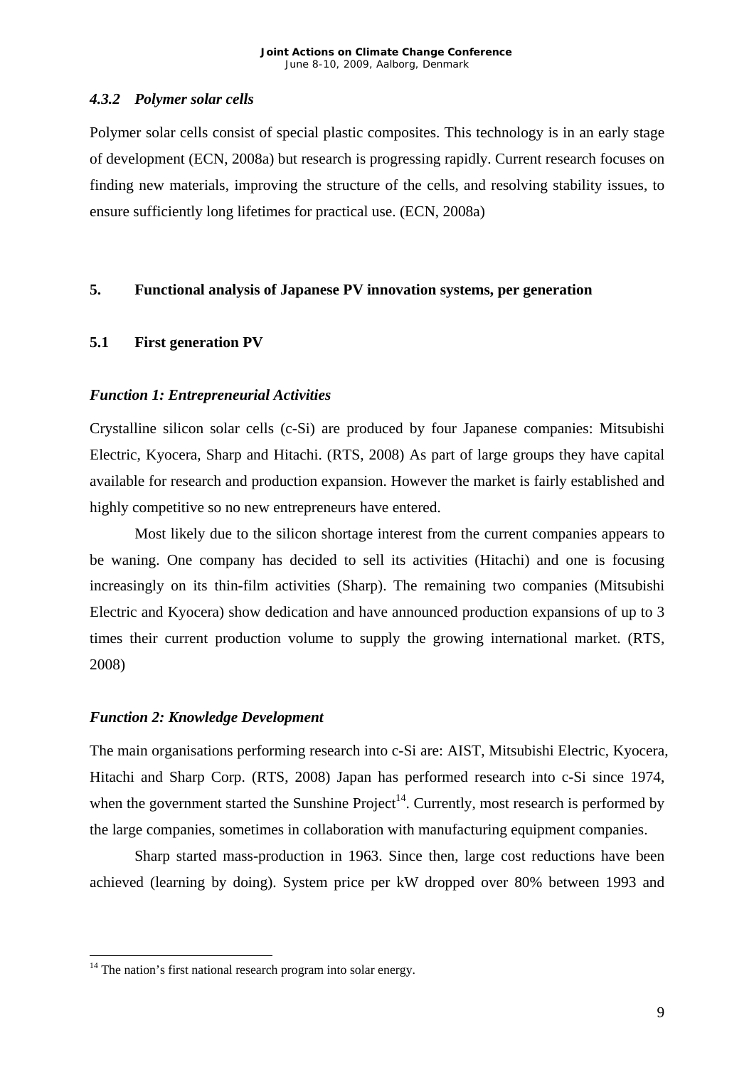### *4.3.2 Polymer solar cells*

Polymer solar cells consist of special plastic composites. This technology is in an early stage of development (ECN, 2008a) but research is progressing rapidly. Current research focuses on finding new materials, improving the structure of the cells, and resolving stability issues, to ensure sufficiently long lifetimes for practical use. (ECN, 2008a)

## 5. Functional analysis of Japanese PV innovation systems, per generation

### 5.1 First generation PV

#### *Function 1: Entrepreneurial Activities*

Crystalline silicon solar cells (c-Si) are produced by four Japanese companies: Mitsubishi Electric, Kyocera, Sharp and Hitachi. (RTS, 2008) As part of large groups they have capital available for research and production expansion. However the market is fairly established and highly competitive so no new entrepreneurs have entered.

Most likely due to the silicon shortage interest from the current companies appears to be waning. One company has decided to sell its activities (Hitachi) and one is focusing increasingly on its thin-film activities (Sharp). The remaining two companies (Mitsubishi Electric and Kyocera) show dedication and have announced production expansions of up to 3 times their current production volume to supply the growing international market. (RTS, 2008)

#### *Function 2: Knowledge Development*

The main organisations performing research into c-Si are: AIST, Mitsubishi Electric, Kyocera, Hitachi and Sharp Corp. (RTS, 2008) Japan has performed research into c-Si since 1974, when the government started the Sunshine Project[14]. Currently, most research is performed by the large companies, sometimes in collaboration with manufacturing equipment companies.

Sharp started mass-production in 1963. Since then, large cost reductions have been achieved (learning by doing). System price per kW dropped over 80% between 1993 and

[14] The nation's first national research program into solar energy.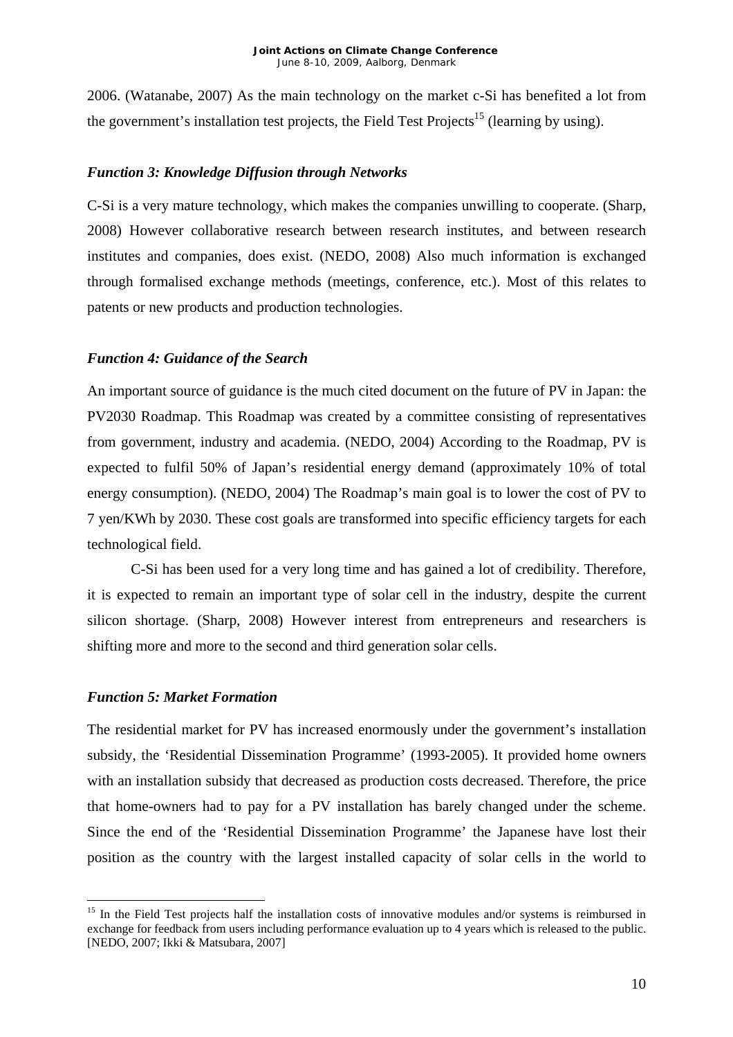2006. (Watanabe, 2007) As the main technology on the market c-Si has benefited a lot from the government's installation test projects, the Field Test Projects[15] (learning by using).

### *Function 3: Knowledge Diffusion through Networks*

C-Si is a very mature technology, which makes the companies unwilling to cooperate. (Sharp, 2008) However collaborative research between research institutes, and between research institutes and companies, does exist. (NEDO, 2008) Also much information is exchanged through formalised exchange methods (meetings, conference, etc.). Most of this relates to patents or new products and production technologies.

### *Function 4: Guidance of the Search*

An important source of guidance is the much cited document on the future of PV in Japan: the PV2030 Roadmap. This Roadmap was created by a committee consisting of representatives from government, industry and academia. (NEDO, 2004) According to the Roadmap, PV is expected to fulfil 50% of Japan's residential energy demand (approximately 10% of total energy consumption). (NEDO, 2004) The Roadmap's main goal is to lower the cost of PV to 7 yen/KWh by 2030. These cost goals are transformed into specific efficiency targets for each technological field.

C-Si has been used for a very long time and has gained a lot of credibility. Therefore, it is expected to remain an important type of solar cell in the industry, despite the current silicon shortage. (Sharp, 2008) However interest from entrepreneurs and researchers is shifting more and more to the second and third generation solar cells.

### *Function 5: Market Formation*

The residential market for PV has increased enormously under the government's installation subsidy, the 'Residential Dissemination Programme' (1993-2005). It provided home owners with an installation subsidy that decreased as production costs decreased. Therefore, the price that home-owners had to pay for a PV installation has barely changed under the scheme. Since the end of the 'Residential Dissemination Programme' the Japanese have lost their position as the country with the largest installed capacity of solar cells in the world to

---

[15] In the Field Test projects half the installation costs of innovative modules and/or systems is reimbursed in exchange for feedback from users including performance evaluation up to 4 years which is released to the public. [NEDO, 2007; Ikki & Matsubara, 2007]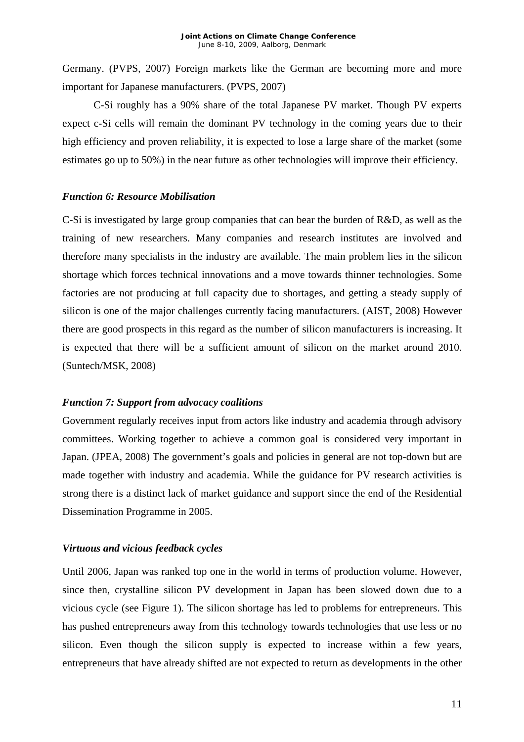Germany. (PVPS, 2007) Foreign markets like the German are becoming more and more important for Japanese manufacturers. (PVPS, 2007)

C-Si roughly has a 90% share of the total Japanese PV market. Though PV experts expect c-Si cells will remain the dominant PV technology in the coming years due to their high efficiency and proven reliability, it is expected to lose a large share of the market (some estimates go up to 50%) in the near future as other technologies will improve their efficiency.

### *Function 6: Resource Mobilisation*

C-Si is investigated by large group companies that can bear the burden of R&D, as well as the training of new researchers. Many companies and research institutes are involved and therefore many specialists in the industry are available. The main problem lies in the silicon shortage which forces technical innovations and a move towards thinner technologies. Some factories are not producing at full capacity due to shortages, and getting a steady supply of silicon is one of the major challenges currently facing manufacturers. (AIST, 2008) However there are good prospects in this regard as the number of silicon manufacturers is increasing. It is expected that there will be a sufficient amount of silicon on the market around 2010. (Suntech/MSK, 2008)

### *Function 7: Support from advocacy coalitions*

Government regularly receives input from actors like industry and academia through advisory committees. Working together to achieve a common goal is considered very important in Japan. (JPEA, 2008) The government's goals and policies in general are not top-down but are made together with industry and academia. While the guidance for PV research activities is strong there is a distinct lack of market guidance and support since the end of the Residential Dissemination Programme in 2005.

### *Virtuous and vicious feedback cycles*

Until 2006, Japan was ranked top one in the world in terms of production volume. However, since then, crystalline silicon PV development in Japan has been slowed down due to a vicious cycle (see Figure 1). The silicon shortage has led to problems for entrepreneurs. This has pushed entrepreneurs away from this technology towards technologies that use less or no silicon. Even though the silicon supply is expected to increase within a few years, entrepreneurs that have already shifted are not expected to return as developments in the other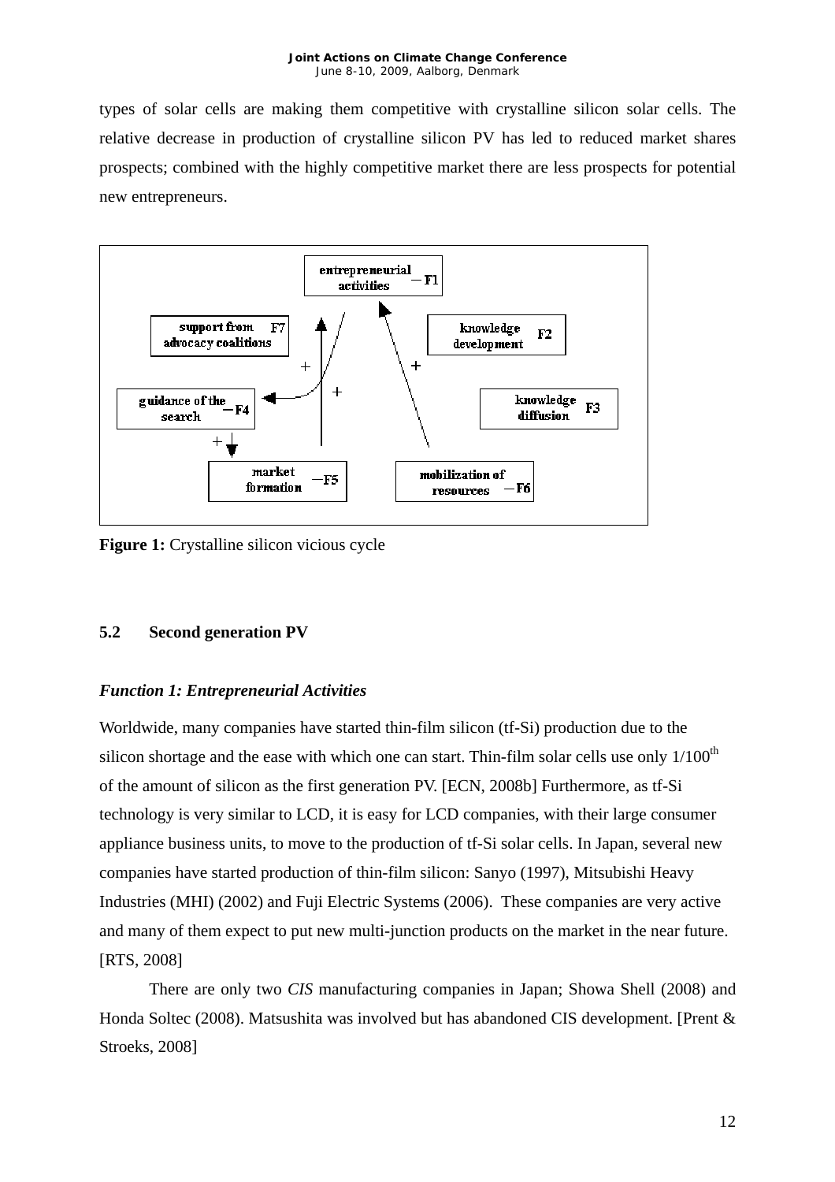types of solar cells are making them competitive with crystalline silicon solar cells. The relative decrease in production of crystalline silicon PV has led to reduced market shares prospects; combined with the highly competitive market there are less prospects for potential new entrepreneurs.

**Figure 1:** Crystalline silicon vicious cycle

### 5.2 Second generation PV

***Function 1: Entrepreneurial Activities***

Worldwide, many companies have started thin-film silicon (tf-Si) production due to the silicon shortage and the ease with which one can start. Thin-film solar cells use only $1/100^{th}$ of the amount of silicon as the first generation PV. [ECN, 2008b] Furthermore, as tf-Si technology is very similar to LCD, it is easy for LCD companies, with their large consumer appliance business units, to move to the production of tf-Si solar cells. In Japan, several new companies have started production of thin-film silicon: Sanyo (1997), Mitsubishi Heavy Industries (MHI) (2002) and Fuji Electric Systems (2006). These companies are very active and many of them expect to put new multi-junction products on the market in the near future. [RTS, 2008]

There are only two *CIS* manufacturing companies in Japan; Showa Shell (2008) and Honda Soltec (2008). Matsushita was involved but has abandoned CIS development. [Prent & Stroeks, 2008]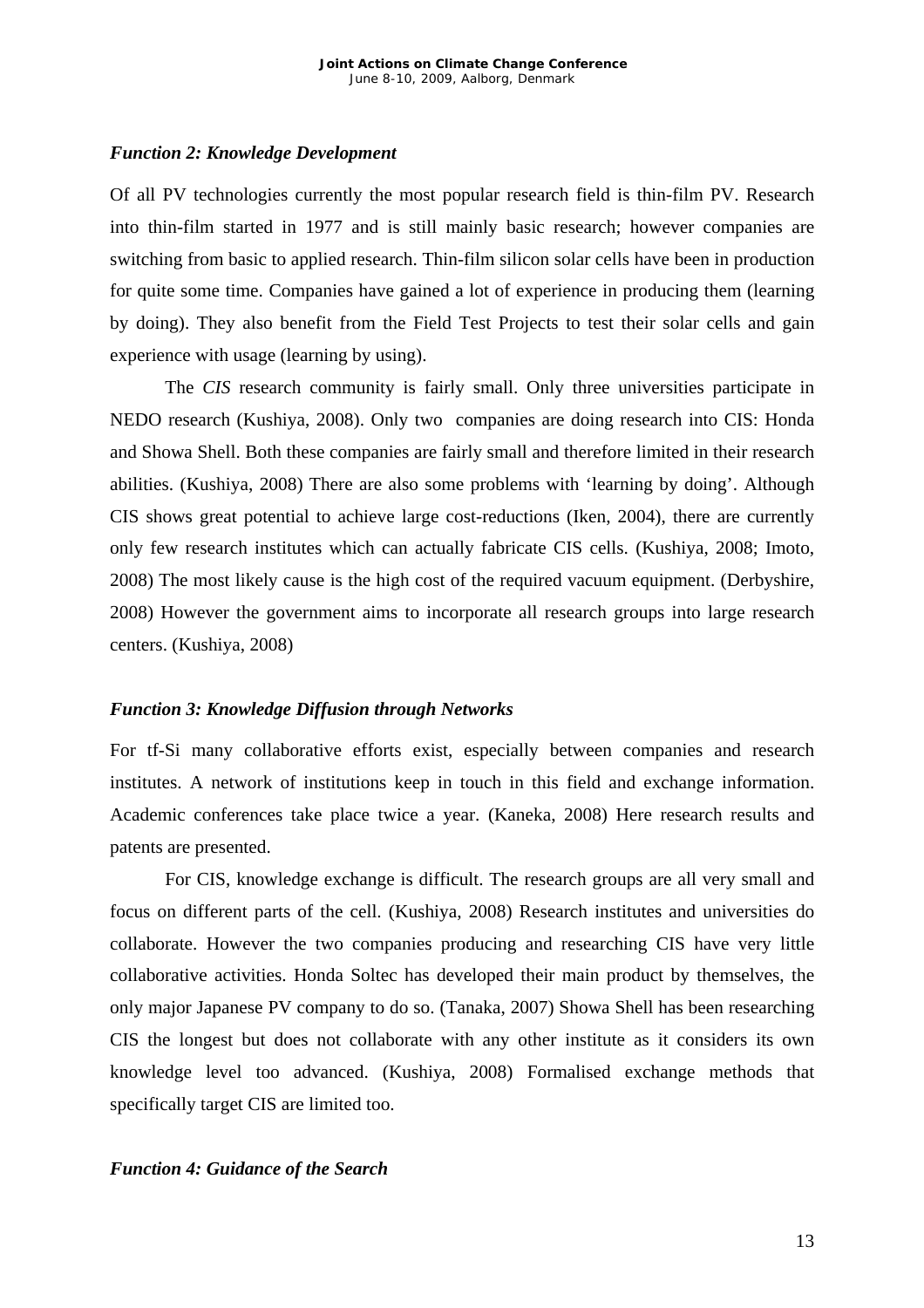### *Function 2: Knowledge Development*

Of all PV technologies currently the most popular research field is thin-film PV. Research into thin-film started in 1977 and is still mainly basic research; however companies are switching from basic to applied research. Thin-film silicon solar cells have been in production for quite some time. Companies have gained a lot of experience in producing them (learning by doing). They also benefit from the Field Test Projects to test their solar cells and gain experience with usage (learning by using).

The *CIS* research community is fairly small. Only three universities participate in NEDO research (Kushiya, 2008). Only two companies are doing research into CIS: Honda and Showa Shell. Both these companies are fairly small and therefore limited in their research abilities. (Kushiya, 2008) There are also some problems with 'learning by doing'. Although CIS shows great potential to achieve large cost-reductions (Iken, 2004), there are currently only few research institutes which can actually fabricate CIS cells. (Kushiya, 2008; Imoto, 2008) The most likely cause is the high cost of the required vacuum equipment. (Derbyshire, 2008) However the government aims to incorporate all research groups into large research centers. (Kushiya, 2008)

### *Function 3: Knowledge Diffusion through Networks*

For tf-Si many collaborative efforts exist, especially between companies and research institutes. A network of institutions keep in touch in this field and exchange information. Academic conferences take place twice a year. (Kaneka, 2008) Here research results and patents are presented.

For CIS, knowledge exchange is difficult. The research groups are all very small and focus on different parts of the cell. (Kushiya, 2008) Research institutes and universities do collaborate. However the two companies producing and researching CIS have very little collaborative activities. Honda Soltec has developed their main product by themselves, the only major Japanese PV company to do so. (Tanaka, 2007) Showa Shell has been researching CIS the longest but does not collaborate with any other institute as it considers its own knowledge level too advanced. (Kushiya, 2008) Formalised exchange methods that specifically target CIS are limited too.

### *Function 4: Guidance of the Search*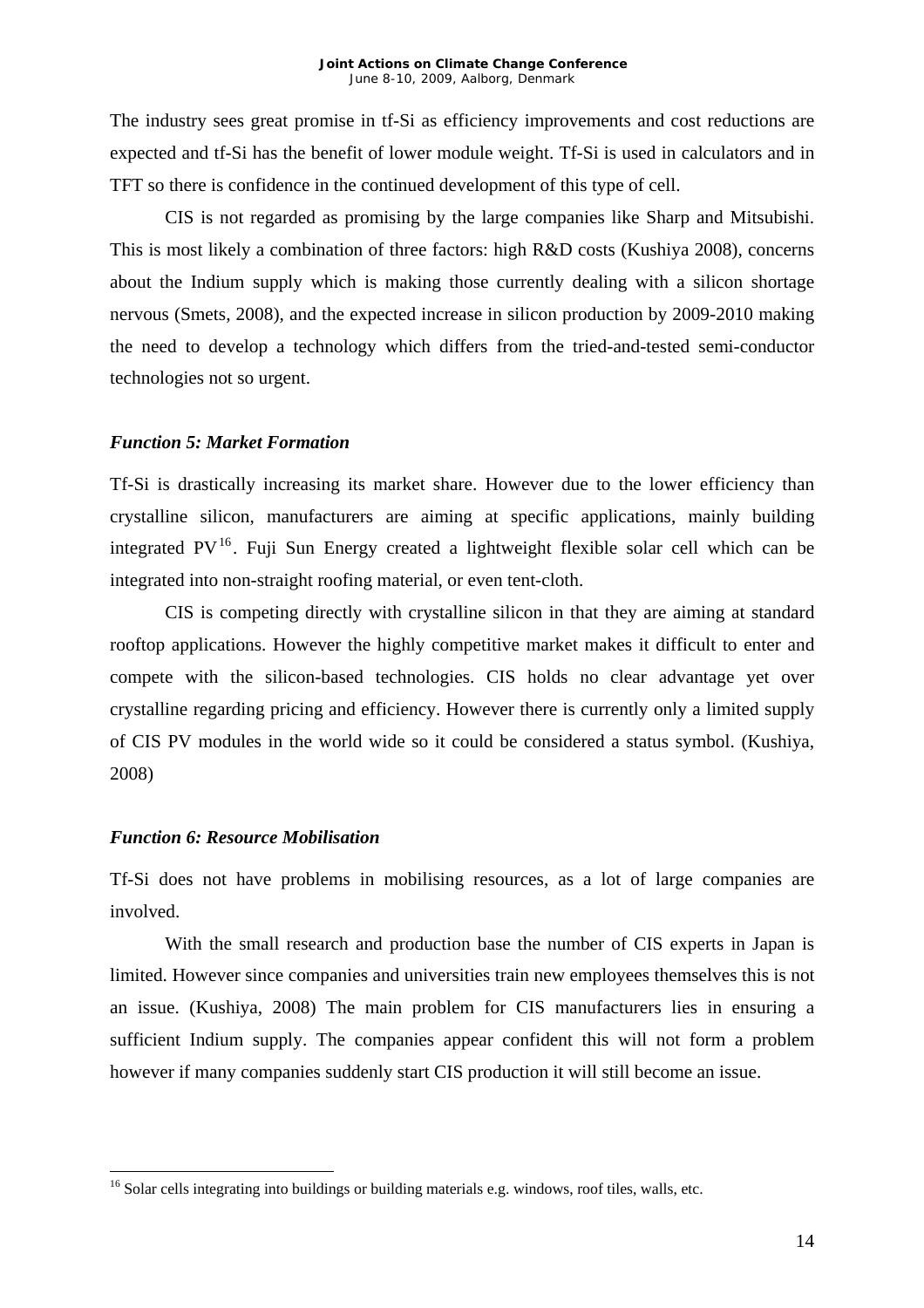The industry sees great promise in tf-Si as efficiency improvements and cost reductions are expected and tf-Si has the benefit of lower module weight. Tf-Si is used in calculators and in TFT so there is confidence in the continued development of this type of cell.

CIS is not regarded as promising by the large companies like Sharp and Mitsubishi. This is most likely a combination of three factors: high R&D costs (Kushiya 2008), concerns about the Indium supply which is making those currently dealing with a silicon shortage nervous (Smets, 2008), and the expected increase in silicon production by 2009-2010 making the need to develop a technology which differs from the tried-and-tested semi-conductor technologies not so urgent.

### *Function 5: Market Formation*

Tf-Si is drastically increasing its market share. However due to the lower efficiency than crystalline silicon, manufacturers are aiming at specific applications, mainly building integrated PV[16]. Fuji Sun Energy created a lightweight flexible solar cell which can be integrated into non-straight roofing material, or even tent-cloth.

CIS is competing directly with crystalline silicon in that they are aiming at standard rooftop applications. However the highly competitive market makes it difficult to enter and compete with the silicon-based technologies. CIS holds no clear advantage yet over crystalline regarding pricing and efficiency. However there is currently only a limited supply of CIS PV modules in the world wide so it could be considered a status symbol. (Kushiya, 2008)

### *Function 6: Resource Mobilisation*

Tf-Si does not have problems in mobilising resources, as a lot of large companies are involved.

With the small research and production base the number of CIS experts in Japan is limited. However since companies and universities train new employees themselves this is not an issue. (Kushiya, 2008) The main problem for CIS manufacturers lies in ensuring a sufficient Indium supply. The companies appear confident this will not form a problem however if many companies suddenly start CIS production it will still become an issue.

---

[16] Solar cells integrating into buildings or building materials e.g. windows, roof tiles, walls, etc.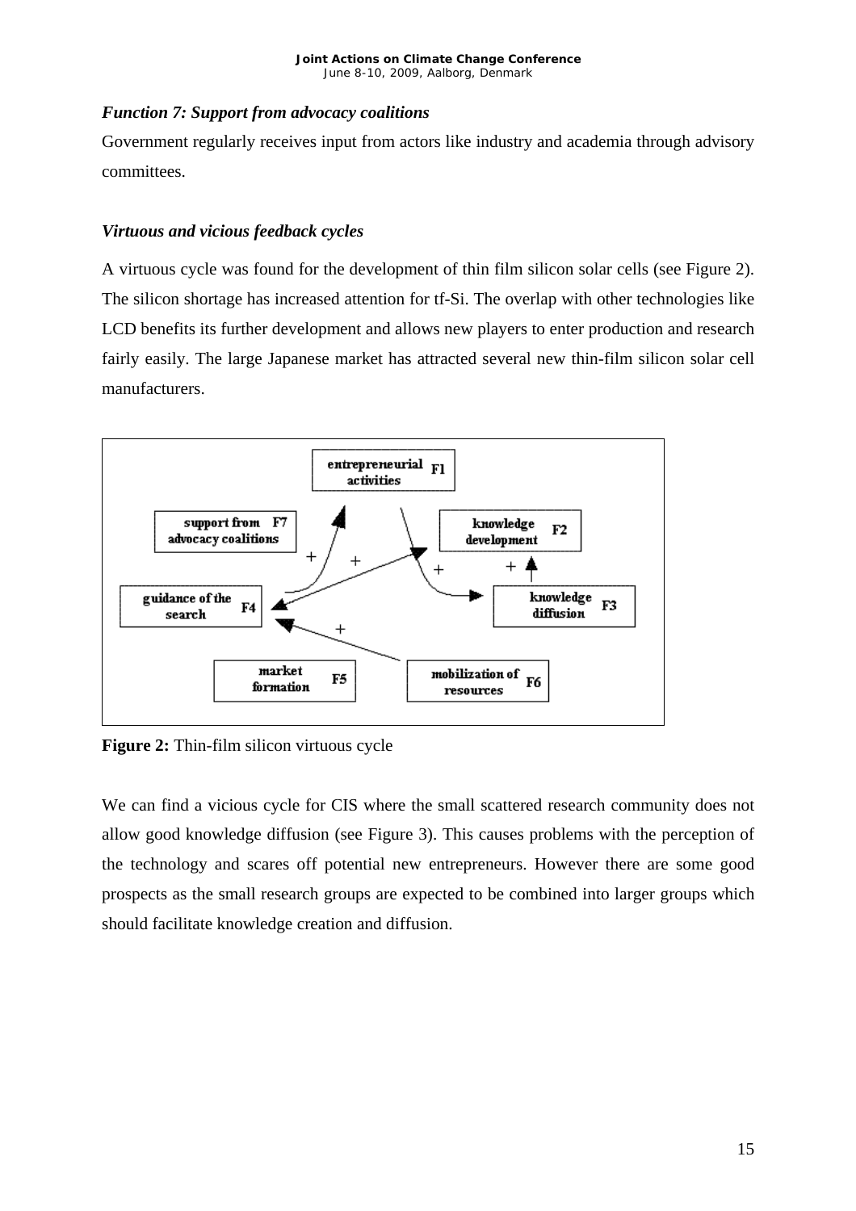*Function 7: Support from advocacy coalitions*

Government regularly receives input from actors like industry and academia through advisory committees.

*Virtuous and vicious feedback cycles*

A virtuous cycle was found for the development of thin film silicon solar cells (see Figure 2). The silicon shortage has increased attention for tf-Si. The overlap with other technologies like LCD benefits its further development and allows new players to enter production and research fairly easily. The large Japanese market has attracted several new thin-film silicon solar cell manufacturers.

**Figure 2:** Thin-film silicon virtuous cycle

We can find a vicious cycle for CIS where the small scattered research community does not allow good knowledge diffusion (see Figure 3). This causes problems with the perception of the technology and scares off potential new entrepreneurs. However there are some good prospects as the small research groups are expected to be combined into larger groups which should facilitate knowledge creation and diffusion.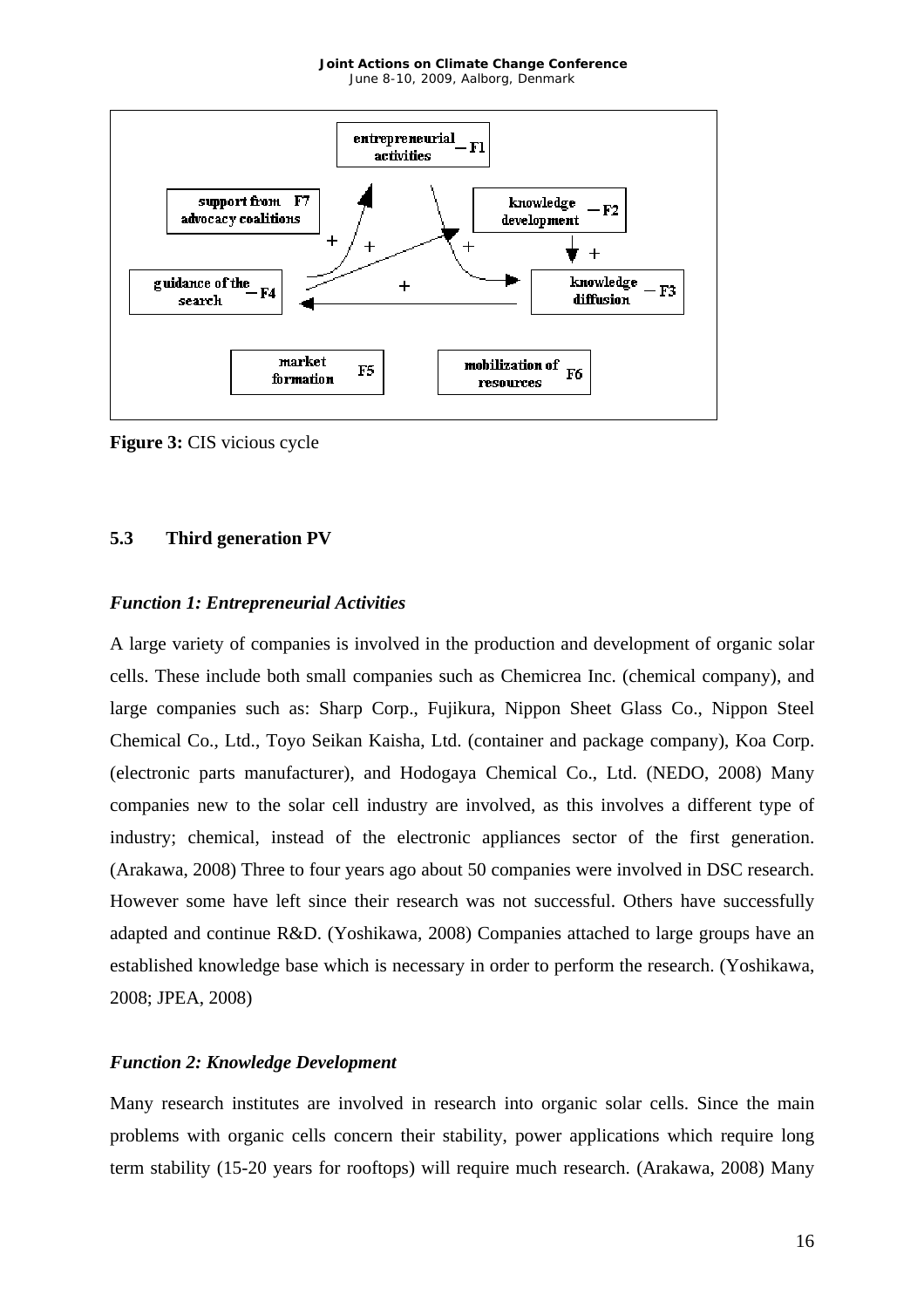**Figure 3:** CIS vicious cycle

## 5.3 Third generation PV

### *Function 1: Entrepreneurial Activities*

A large variety of companies is involved in the production and development of organic solar cells. These include both small companies such as Chemicrea Inc. (chemical company), and large companies such as: Sharp Corp., Fujikura, Nippon Sheet Glass Co., Nippon Steel Chemical Co., Ltd., Toyo Seikan Kaisha, Ltd. (container and package company), Koa Corp. (electronic parts manufacturer), and Hodogaya Chemical Co., Ltd. (NEDO, 2008) Many companies new to the solar cell industry are involved, as this involves a different type of industry; chemical, instead of the electronic appliances sector of the first generation. (Arakawa, 2008) Three to four years ago about 50 companies were involved in DSC research. However some have left since their research was not successful. Others have successfully adapted and continue R&D. (Yoshikawa, 2008) Companies attached to large groups have an established knowledge base which is necessary in order to perform the research. (Yoshikawa, 2008; JPEA, 2008)

### *Function 2: Knowledge Development*

Many research institutes are involved in research into organic solar cells. Since the main problems with organic cells concern their stability, power applications which require long term stability (15-20 years for rooftops) will require much research. (Arakawa, 2008) Many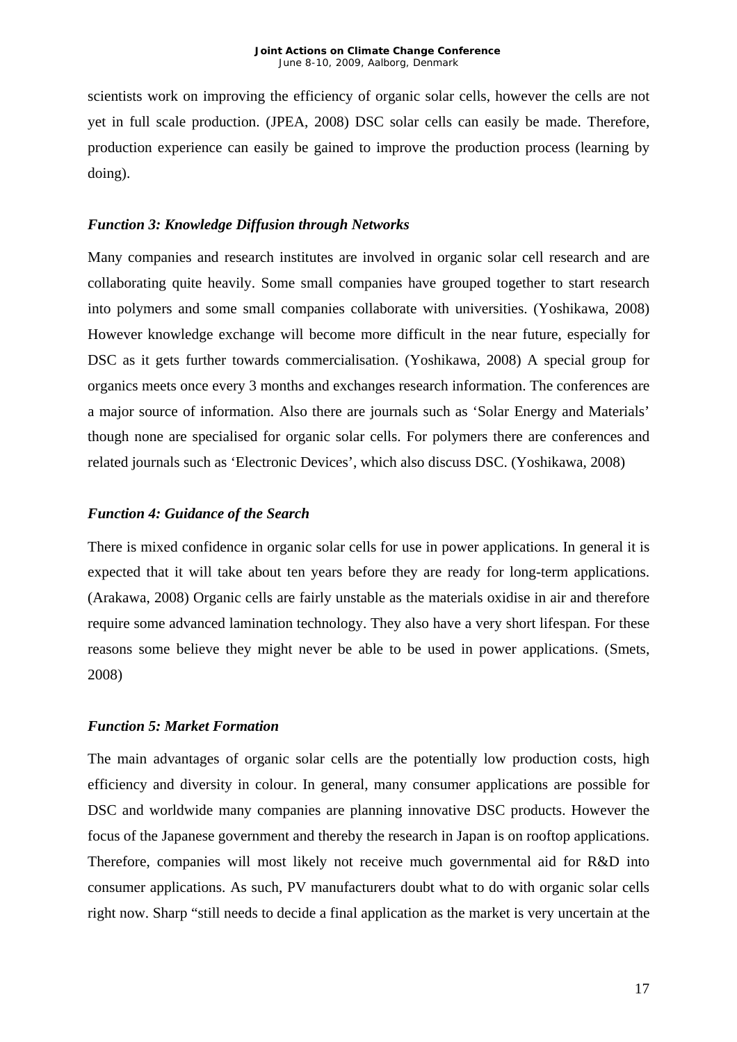scientists work on improving the efficiency of organic solar cells, however the cells are not yet in full scale production. (JPEA, 2008) DSC solar cells can easily be made. Therefore, production experience can easily be gained to improve the production process (learning by doing).

### *Function 3: Knowledge Diffusion through Networks*

Many companies and research institutes are involved in organic solar cell research and are collaborating quite heavily. Some small companies have grouped together to start research into polymers and some small companies collaborate with universities. (Yoshikawa, 2008) However knowledge exchange will become more difficult in the near future, especially for DSC as it gets further towards commercialisation. (Yoshikawa, 2008) A special group for organics meets once every 3 months and exchanges research information. The conferences are a major source of information. Also there are journals such as 'Solar Energy and Materials' though none are specialised for organic solar cells. For polymers there are conferences and related journals such as 'Electronic Devices', which also discuss DSC. (Yoshikawa, 2008)

### *Function 4: Guidance of the Search*

There is mixed confidence in organic solar cells for use in power applications. In general it is expected that it will take about ten years before they are ready for long-term applications. (Arakawa, 2008) Organic cells are fairly unstable as the materials oxidise in air and therefore require some advanced lamination technology. They also have a very short lifespan. For these reasons some believe they might never be able to be used in power applications. (Smets, 2008)

### *Function 5: Market Formation*

The main advantages of organic solar cells are the potentially low production costs, high efficiency and diversity in colour. In general, many consumer applications are possible for DSC and worldwide many companies are planning innovative DSC products. However the focus of the Japanese government and thereby the research in Japan is on rooftop applications. Therefore, companies will most likely not receive much governmental aid for R&D into consumer applications. As such, PV manufacturers doubt what to do with organic solar cells right now. Sharp "still needs to decide a final application as the market is very uncertain at the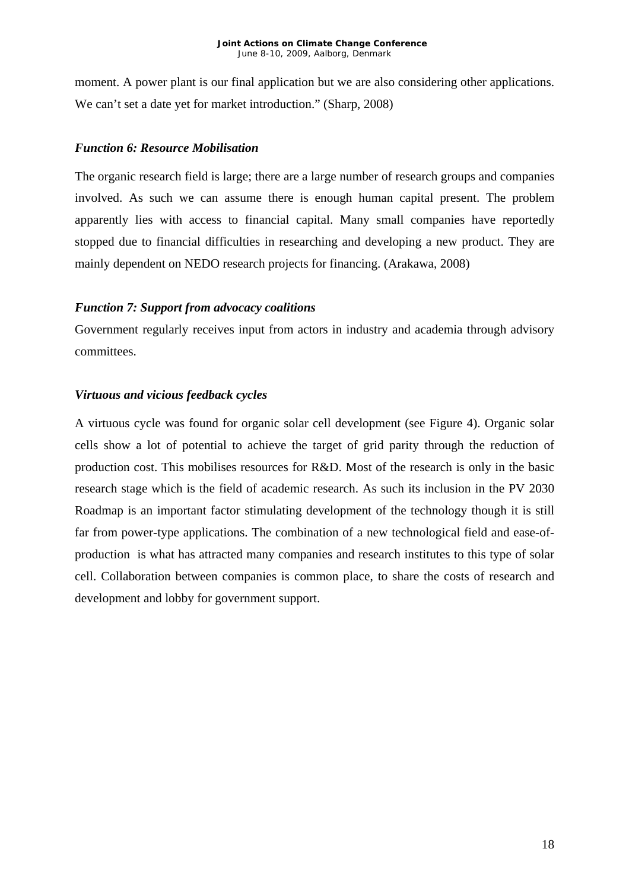moment. A power plant is our final application but we are also considering other applications. We can't set a date yet for market introduction." (Sharp, 2008)

### *Function 6: Resource Mobilisation*

The organic research field is large; there are a large number of research groups and companies involved. As such we can assume there is enough human capital present. The problem apparently lies with access to financial capital. Many small companies have reportedly stopped due to financial difficulties in researching and developing a new product. They are mainly dependent on NEDO research projects for financing. (Arakawa, 2008)

### *Function 7: Support from advocacy coalitions*

Government regularly receives input from actors in industry and academia through advisory committees.

### *Virtuous and vicious feedback cycles*

A virtuous cycle was found for organic solar cell development (see Figure 4). Organic solar cells show a lot of potential to achieve the target of grid parity through the reduction of production cost. This mobilises resources for R&D. Most of the research is only in the basic research stage which is the field of academic research. As such its inclusion in the PV 2030 Roadmap is an important factor stimulating development of the technology though it is still far from power-type applications. The combination of a new technological field and ease-of-production is what has attracted many companies and research institutes to this type of solar cell. Collaboration between companies is common place, to share the costs of research and development and lobby for government support.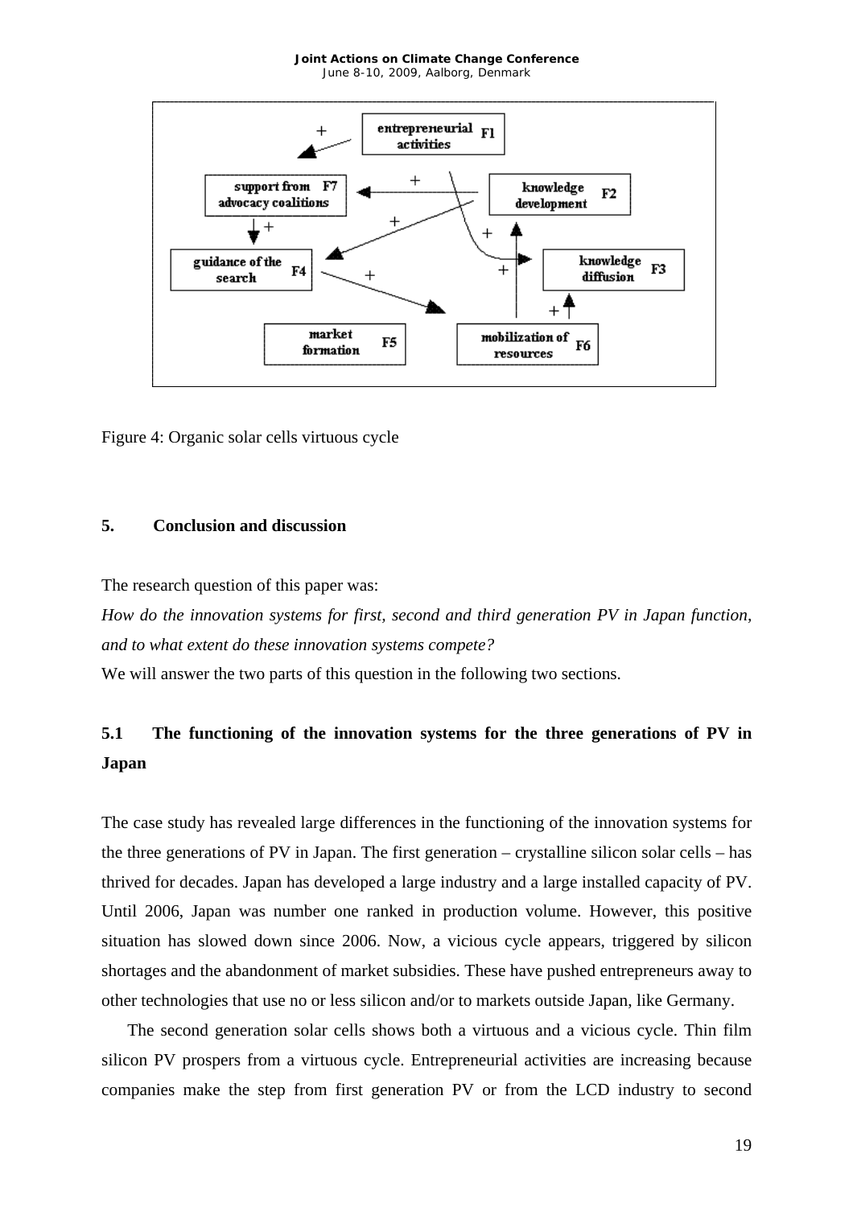Figure 4: Organic solar cells virtuous cycle

## 5. Conclusion and discussion

The research question of this paper was:

*How do the innovation systems for first, second and third generation PV in Japan function, and to what extent do these innovation systems compete?*

We will answer the two parts of this question in the following two sections.

### 5.1 The functioning of the innovation systems for the three generations of PV in Japan

The case study has revealed large differences in the functioning of the innovation systems for the three generations of PV in Japan. The first generation – crystalline silicon solar cells – has thrived for decades. Japan has developed a large industry and a large installed capacity of PV. Until 2006, Japan was number one ranked in production volume. However, this positive situation has slowed down since 2006. Now, a vicious cycle appears, triggered by silicon shortages and the abandonment of market subsidies. These have pushed entrepreneurs away to other technologies that use no or less silicon and/or to markets outside Japan, like Germany.

The second generation solar cells shows both a virtuous and a vicious cycle. Thin film silicon PV prospers from a virtuous cycle. Entrepreneurial activities are increasing because companies make the step from first generation PV or from the LCD industry to second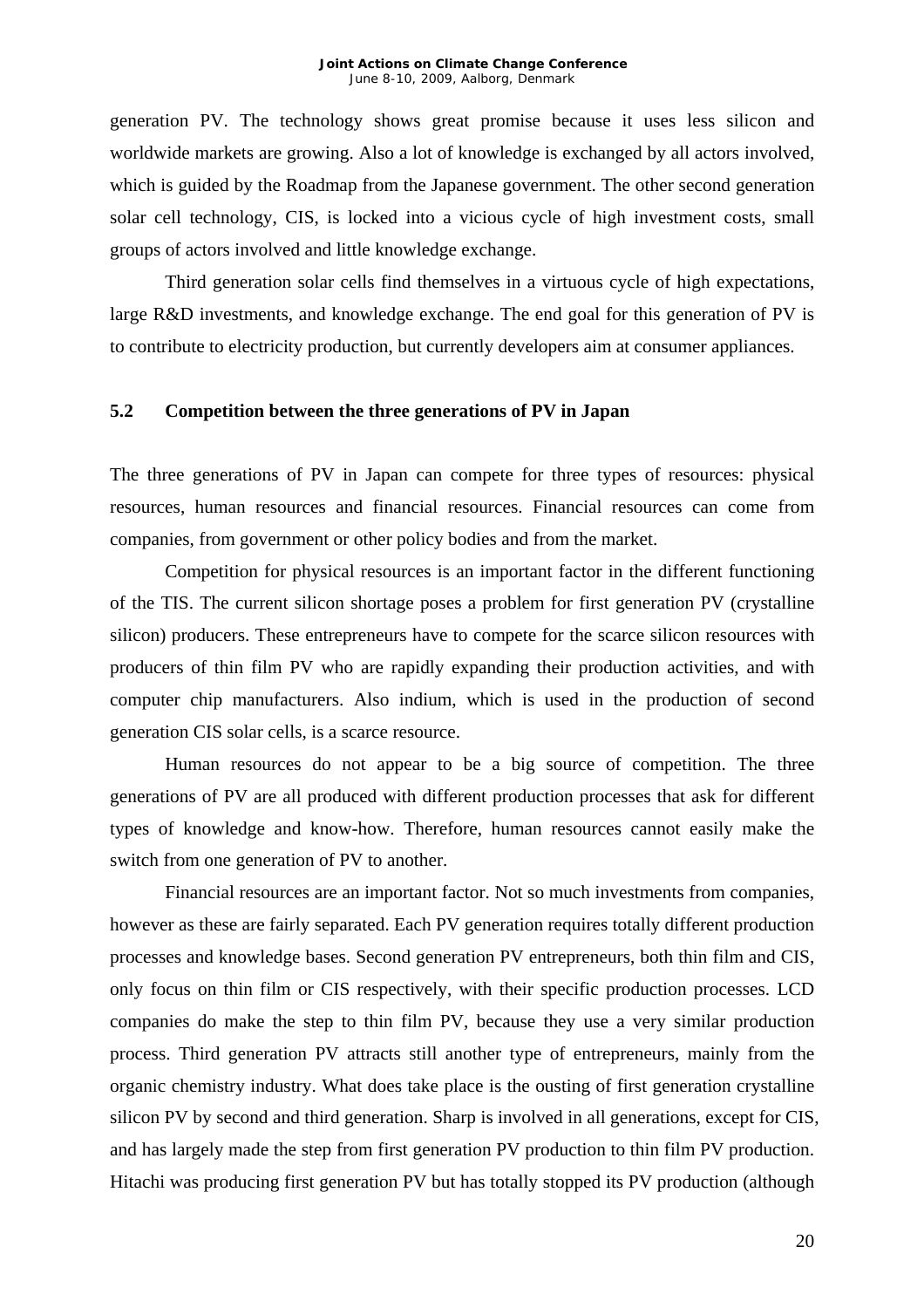generation PV. The technology shows great promise because it uses less silicon and worldwide markets are growing. Also a lot of knowledge is exchanged by all actors involved, which is guided by the Roadmap from the Japanese government. The other second generation solar cell technology, CIS, is locked into a vicious cycle of high investment costs, small groups of actors involved and little knowledge exchange.

Third generation solar cells find themselves in a virtuous cycle of high expectations, large R&D investments, and knowledge exchange. The end goal for this generation of PV is to contribute to electricity production, but currently developers aim at consumer appliances.

### 5.2 Competition between the three generations of PV in Japan

The three generations of PV in Japan can compete for three types of resources: physical resources, human resources and financial resources. Financial resources can come from companies, from government or other policy bodies and from the market.

Competition for physical resources is an important factor in the different functioning of the TIS. The current silicon shortage poses a problem for first generation PV (crystalline silicon) producers. These entrepreneurs have to compete for the scarce silicon resources with producers of thin film PV who are rapidly expanding their production activities, and with computer chip manufacturers. Also indium, which is used in the production of second generation CIS solar cells, is a scarce resource.

Human resources do not appear to be a big source of competition. The three generations of PV are all produced with different production processes that ask for different types of knowledge and know-how. Therefore, human resources cannot easily make the switch from one generation of PV to another.

Financial resources are an important factor. Not so much investments from companies, however as these are fairly separated. Each PV generation requires totally different production processes and knowledge bases. Second generation PV entrepreneurs, both thin film and CIS, only focus on thin film or CIS respectively, with their specific production processes. LCD companies do make the step to thin film PV, because they use a very similar production process. Third generation PV attracts still another type of entrepreneurs, mainly from the organic chemistry industry. What does take place is the ousting of first generation crystalline silicon PV by second and third generation. Sharp is involved in all generations, except for CIS, and has largely made the step from first generation PV production to thin film PV production. Hitachi was producing first generation PV but has totally stopped its PV production (although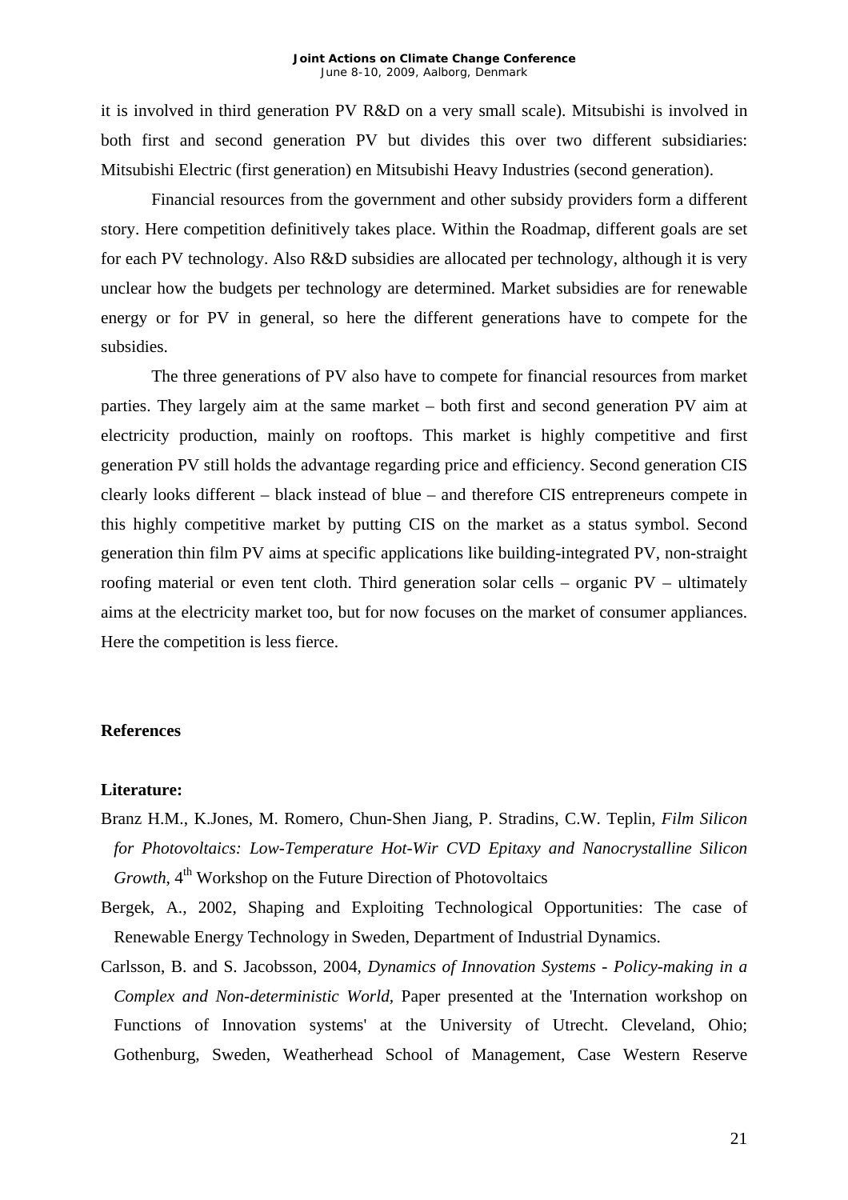it is involved in third generation PV R&D on a very small scale). Mitsubishi is involved in both first and second generation PV but divides this over two different subsidiaries: Mitsubishi Electric (first generation) en Mitsubishi Heavy Industries (second generation).

Financial resources from the government and other subsidy providers form a different story. Here competition definitively takes place. Within the Roadmap, different goals are set for each PV technology. Also R&D subsidies are allocated per technology, although it is very unclear how the budgets per technology are determined. Market subsidies are for renewable energy or for PV in general, so here the different generations have to compete for the subsidies.

The three generations of PV also have to compete for financial resources from market parties. They largely aim at the same market – both first and second generation PV aim at electricity production, mainly on rooftops. This market is highly competitive and first generation PV still holds the advantage regarding price and efficiency. Second generation CIS clearly looks different – black instead of blue – and therefore CIS entrepreneurs compete in this highly competitive market by putting CIS on the market as a status symbol. Second generation thin film PV aims at specific applications like building-integrated PV, non-straight roofing material or even tent cloth. Third generation solar cells – organic PV – ultimately aims at the electricity market too, but for now focuses on the market of consumer appliances. Here the competition is less fierce.

## References

**Literature:**

Branz H.M., K.Jones, M. Romero, Chun-Shen Jiang, P. Stradins, C.W. Teplin, *Film Silicon for Photovoltaics: Low-Temperature Hot-Wir CVD Epitaxy and Nanocrystalline Silicon Growth*, 4th Workshop on the Future Direction of Photovoltaics

Bergek, A., 2002, Shaping and Exploiting Technological Opportunities: The case of Renewable Energy Technology in Sweden, Department of Industrial Dynamics.

Carlsson, B. and S. Jacobsson, 2004, *Dynamics of Innovation Systems - Policy-making in a Complex and Non-deterministic World*, Paper presented at the 'Internation workshop on Functions of Innovation systems' at the University of Utrecht. Cleveland, Ohio; Gothenburg, Sweden, Weatherhead School of Management, Case Western Reserve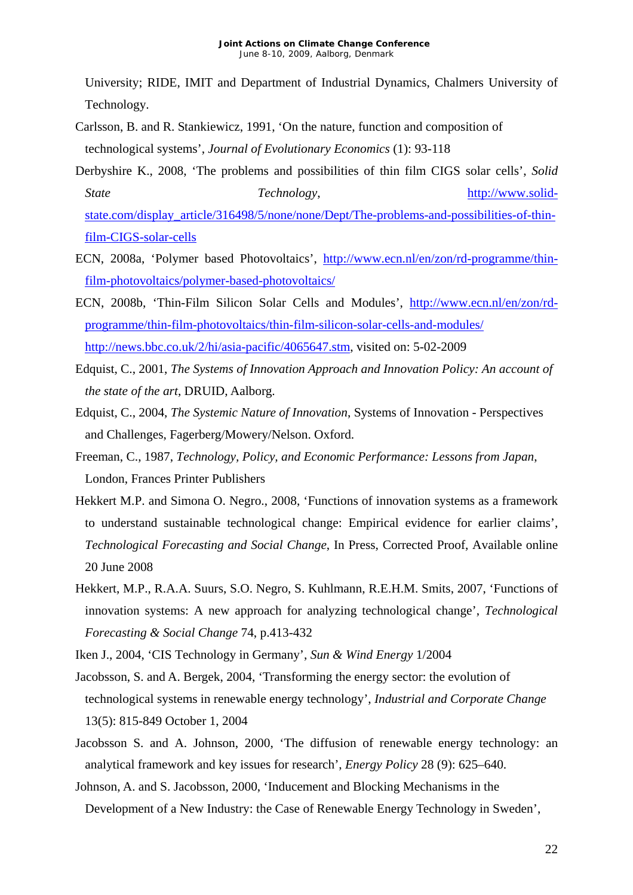University; RIDE, IMIT and Department of Industrial Dynamics, Chalmers University of Technology.

Carlsson, B. and R. Stankiewicz, 1991, 'On the nature, function and composition of technological systems', *Journal of Evolutionary Economics* (1): 93-118

Derbyshire K., 2008, 'The problems and possibilities of thin film CIGS solar cells', *Solid State Technology*, http://www.solid-state.com/display_article/316498/5/none/none/Dept/The-problems-and-possibilities-of-thin-film-CIGS-solar-cells

ECN, 2008a, 'Polymer based Photovoltaics', http://www.ecn.nl/en/zon/rd-programme/thin-film-photovoltaics/polymer-based-photovoltaics/

ECN, 2008b, 'Thin-Film Silicon Solar Cells and Modules', http://www.ecn.nl/en/zon/rd-programme/thin-film-photovoltaics/thin-film-silicon-solar-cells-and-modules/
http://news.bbc.co.uk/2/hi/asia-pacific/4065647.stm, visited on: 5-02-2009

Edquist, C., 2001, *The Systems of Innovation Approach and Innovation Policy: An account of the state of the art*, DRUID, Aalborg.

Edquist, C., 2004, *The Systemic Nature of Innovation*, Systems of Innovation - Perspectives and Challenges, Fagerberg/Mowery/Nelson. Oxford.

Freeman, C., 1987, *Technology, Policy, and Economic Performance: Lessons from Japan*, London, Frances Printer Publishers

Hekkert M.P. and Simona O. Negro., 2008, 'Functions of innovation systems as a framework to understand sustainable technological change: Empirical evidence for earlier claims', *Technological Forecasting and Social Change*, In Press, Corrected Proof, Available online 20 June 2008

Hekkert, M.P., R.A.A. Suurs, S.O. Negro, S. Kuhlmann, R.E.H.M. Smits, 2007, 'Functions of innovation systems: A new approach for analyzing technological change', *Technological Forecasting & Social Change* 74, p.413-432

Iken J., 2004, 'CIS Technology in Germany', *Sun & Wind Energy* 1/2004

Jacobsson, S. and A. Bergek, 2004, 'Transforming the energy sector: the evolution of technological systems in renewable energy technology', *Industrial and Corporate Change* 13(5): 815-849 October 1, 2004

Jacobsson S. and A. Johnson, 2000, 'The diffusion of renewable energy technology: an analytical framework and key issues for research', *Energy Policy* 28 (9): 625–640.

Johnson, A. and S. Jacobsson, 2000, 'Inducement and Blocking Mechanisms in the Development of a New Industry: the Case of Renewable Energy Technology in Sweden',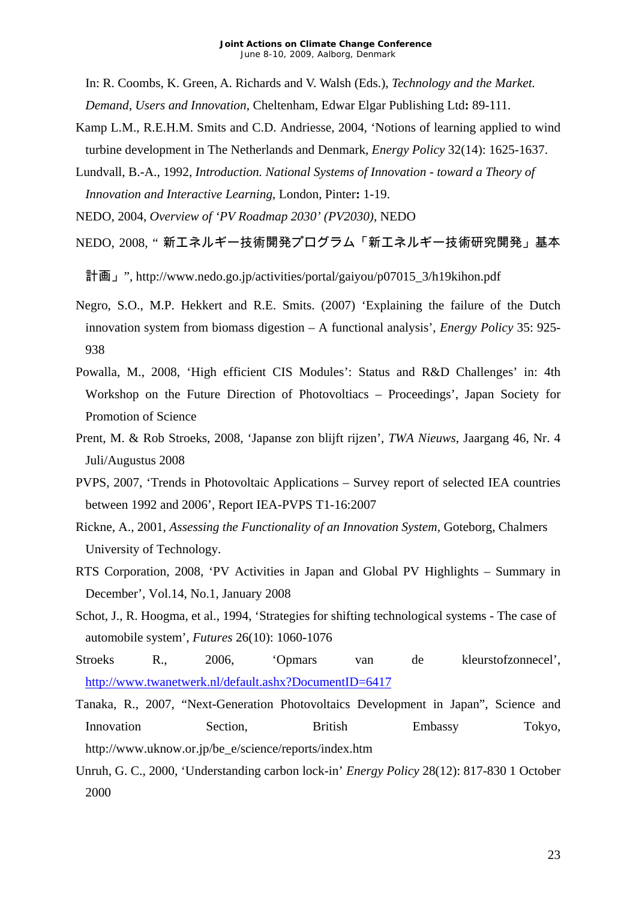In: R. Coombs, K. Green, A. Richards and V. Walsh (Eds.), *Technology and the Market. Demand, Users and Innovation*, Cheltenham, Edwar Elgar Publishing Ltd**:** 89-111.

Kamp L.M., R.E.H.M. Smits and C.D. Andriesse, 2004, 'Notions of learning applied to wind turbine development in The Netherlands and Denmark, *Energy Policy* 32(14): 1625-1637.

Lundvall, B.-A., 1992, *Introduction. National Systems of Innovation - toward a Theory of Innovation and Interactive Learning*, London, Pinter**:** 1-19.

NEDO, 2004, *Overview of 'PV Roadmap 2030' (PV2030)*, NEDO

NEDO, 2008, " 新エネルギー技術開発プログラム「新エネルギー技術研究開発」基本計画」", http://www.nedo.go.jp/activities/portal/gaiyou/p07015_3/h19kihon.pdf

Negro, S.O., M.P. Hekkert and R.E. Smits. (2007) 'Explaining the failure of the Dutch innovation system from biomass digestion – A functional analysis', *Energy Policy* 35: 925-938

Powalla, M., 2008, 'High efficient CIS Modules': Status and R&D Challenges' in: 4th Workshop on the Future Direction of Photovoltiacs – Proceedings', Japan Society for Promotion of Science

Prent, M. & Rob Stroeks, 2008, 'Japanse zon blijft rijzen', *TWA Nieuws*, Jaargang 46, Nr. 4 Juli/Augustus 2008

PVPS, 2007, 'Trends in Photovoltaic Applications – Survey report of selected IEA countries between 1992 and 2006', Report IEA-PVPS T1-16:2007

Rickne, A., 2001, *Assessing the Functionality of an Innovation System*, Goteborg, Chalmers University of Technology.

RTS Corporation, 2008, 'PV Activities in Japan and Global PV Highlights – Summary in December', Vol.14, No.1, January 2008

Schot, J., R. Hoogma, et al., 1994, 'Strategies for shifting technological systems - The case of automobile system', *Futures* 26(10): 1060-1076

Stroeks R., 2006, 'Opmars van de kleurstofzonnecel', http://www.twanetwerk.nl/default.ashx?DocumentID=6417

Tanaka, R., 2007, "Next-Generation Photovoltaics Development in Japan", Science and Innovation Section, British Embassy Tokyo, http://www.uknow.or.jp/be_e/science/reports/index.htm

Unruh, G. C., 2000, 'Understanding carbon lock-in' *Energy Policy* 28(12): 817-830 1 October 2000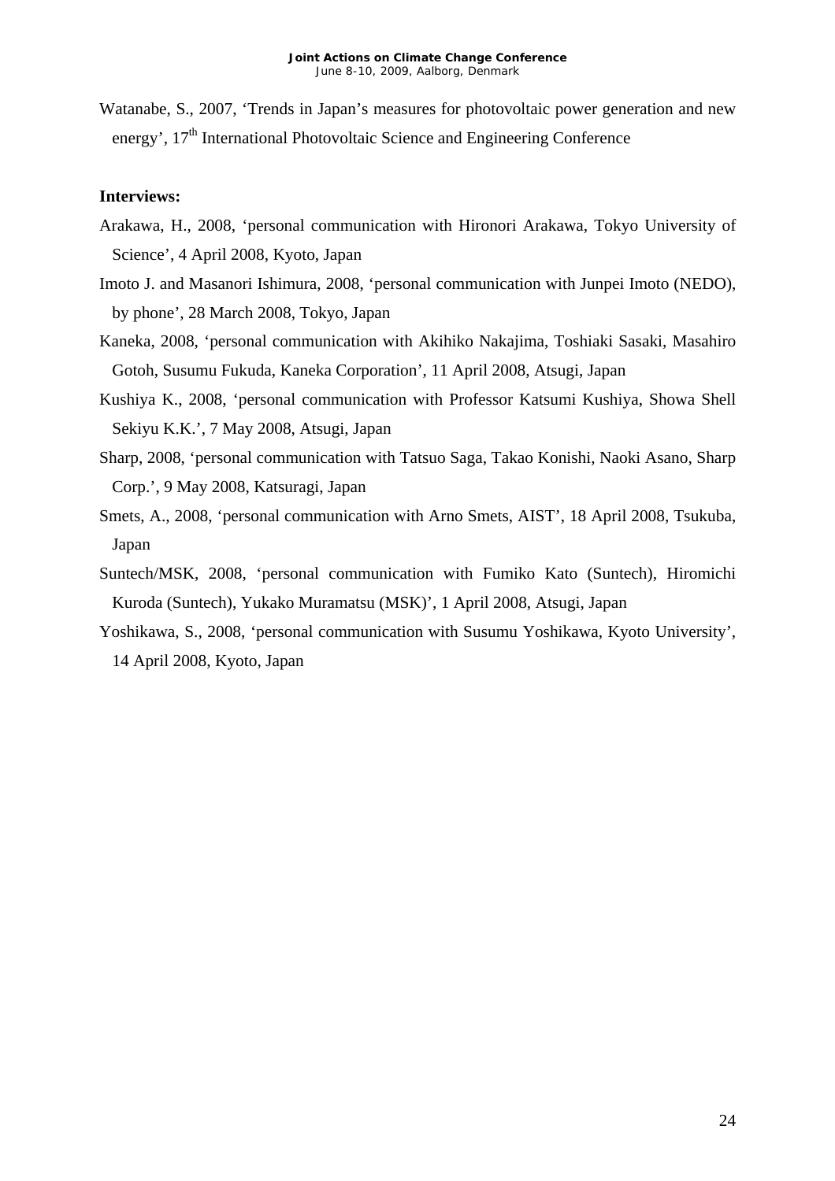Watanabe, S., 2007, 'Trends in Japan's measures for photovoltaic power generation and new energy', 17th International Photovoltaic Science and Engineering Conference

**Interviews:**

Arakawa, H., 2008, 'personal communication with Hironori Arakawa, Tokyo University of Science', 4 April 2008, Kyoto, Japan

Imoto J. and Masanori Ishimura, 2008, 'personal communication with Junpei Imoto (NEDO), by phone', 28 March 2008, Tokyo, Japan

Kaneka, 2008, 'personal communication with Akihiko Nakajima, Toshiaki Sasaki, Masahiro Gotoh, Susumu Fukuda, Kaneka Corporation', 11 April 2008, Atsugi, Japan

Kushiya K., 2008, 'personal communication with Professor Katsumi Kushiya, Showa Shell Sekiyu K.K.', 7 May 2008, Atsugi, Japan

Sharp, 2008, 'personal communication with Tatsuo Saga, Takao Konishi, Naoki Asano, Sharp Corp.', 9 May 2008, Katsuragi, Japan

Smets, A., 2008, 'personal communication with Arno Smets, AIST', 18 April 2008, Tsukuba, Japan

Suntech/MSK, 2008, 'personal communication with Fumiko Kato (Suntech), Hiromichi Kuroda (Suntech), Yukako Muramatsu (MSK)', 1 April 2008, Atsugi, Japan

Yoshikawa, S., 2008, 'personal communication with Susumu Yoshikawa, Kyoto University', 14 April 2008, Kyoto, Japan